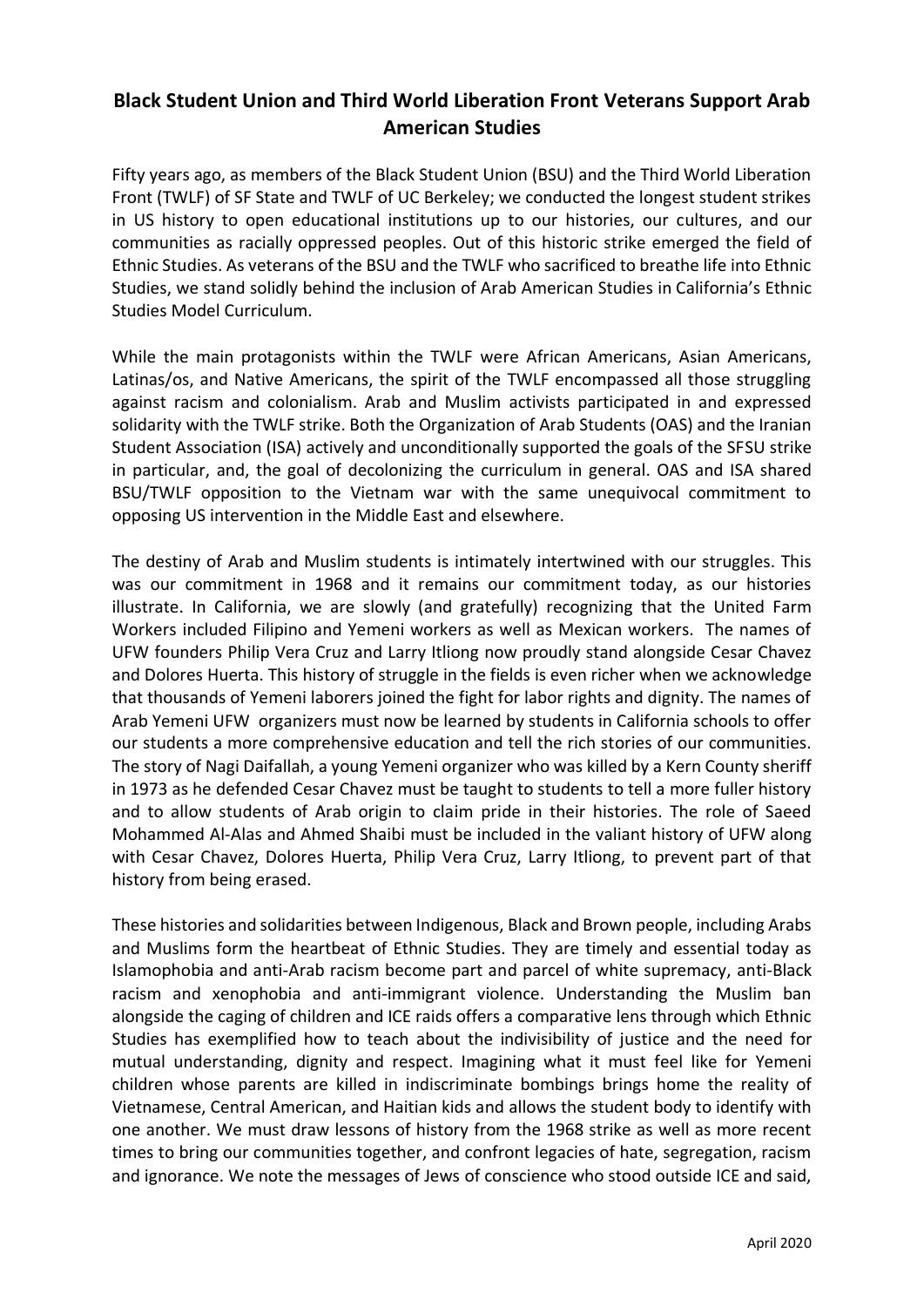# Black Student Union and Third World Liberation Front Veterans Support Arab American Studies

Fifty years ago, as members of the Black Student Union (BSU) and the Third World Liberation Front (TWLF) of SF State and TWLF of UC Berkeley; we conducted the longest student strikes in US history to open educational institutions up to our histories, our cultures, and our communities as racially oppressed peoples. Out of this historic strike emerged the field of Ethnic Studies. As veterans of the BSU and the TWLF who sacrificed to breathe life into Ethnic Studies, we stand solidly behind the inclusion of Arab American Studies in California's Ethnic Studies Model Curriculum.

While the main protagonists within the TWLF were African Americans, Asian Americans, Latinas/os, and Native Americans, the spirit of the TWLF encompassed all those struggling against racism and colonialism. Arab and Muslim activists participated in and expressed solidarity with the TWLF strike. Both the Organization of Arab Students (OAS) and the Iranian Student Association (ISA) actively and unconditionally supported the goals of the SFSU strike in particular, and, the goal of decolonizing the curriculum in general. OAS and ISA shared BSU/TWLF opposition to the Vietnam war with the same unequivocal commitment to opposing US intervention in the Middle East and elsewhere.

The destiny of Arab and Muslim students is intimately intertwined with our struggles. This was our commitment in 1968 and it remains our commitment today, as our histories illustrate. In California, we are slowly (and gratefully) recognizing that the United Farm Workers included Filipino and Yemeni workers as well as Mexican workers. The names of UFW founders Philip Vera Cruz and Larry Itliong now proudly stand alongside Cesar Chavez and Dolores Huerta. This history of struggle in the fields is even richer when we acknowledge that thousands of Yemeni laborers joined the fight for labor rights and dignity. The names of Arab Yemeni UFW organizers must now be learned by students in California schools to offer our students a more comprehensive education and tell the rich stories of our communities. The story of Nagi Daifallah, a young Yemeni organizer who was killed by a Kern County sheriff in 1973 as he defended Cesar Chavez must be taught to students to tell a more fuller history and to allow students of Arab origin to claim pride in their histories. The role of Saeed Mohammed Al-Alas and Ahmed Shaibi must be included in the valiant history of UFW along with Cesar Chavez, Dolores Huerta, Philip Vera Cruz, Larry Itliong, to prevent part of that history from being erased.

These histories and solidarities between Indigenous, Black and Brown people, including Arabs and Muslims form the heartbeat of Ethnic Studies. They are timely and essential today as Islamophobia and anti-Arab racism become part and parcel of white supremacy, anti-Black racism and xenophobia and anti-immigrant violence. Understanding the Muslim ban alongside the caging of children and ICE raids offers a comparative lens through which Ethnic Studies has exemplified how to teach about the indivisibility of justice and the need for mutual understanding, dignity and respect. Imagining what it must feel like for Yemeni children whose parents are killed in indiscriminate bombings brings home the reality of Vietnamese, Central American, and Haitian kids and allows the student body to identify with one another. We must draw lessons of history from the 1968 strike as well as more recent times to bring our communities together, and confront legacies of hate, segregation, racism and ignorance. We note the messages of Jews of conscience who stood outside ICE and said,

April 2020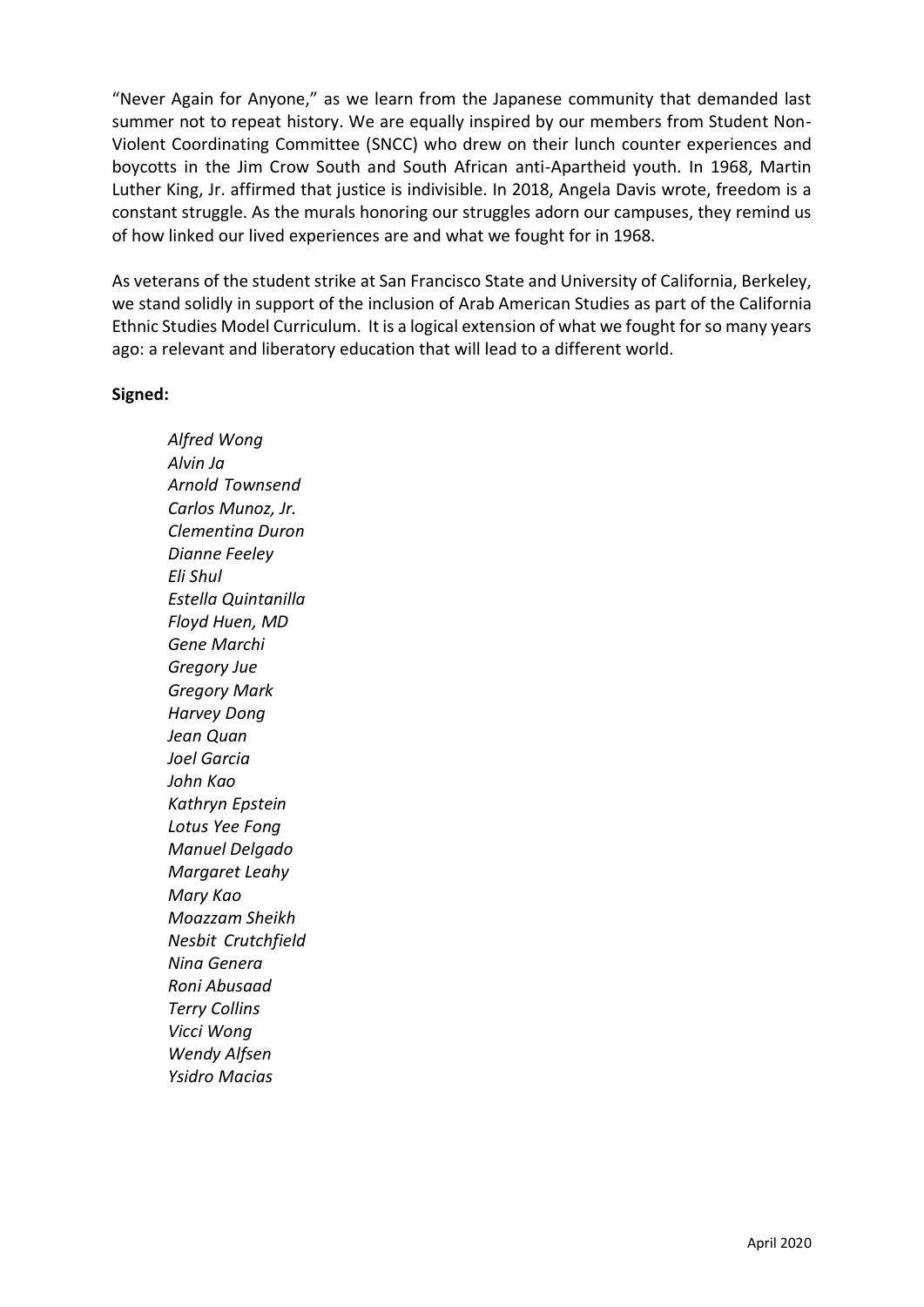"Never Again for Anyone," as we learn from the Japanese community that demanded last summer not to repeat history. We are equally inspired by our members from Student Non-Violent Coordinating Committee (SNCC) who drew on their lunch counter experiences and boycotts in the Jim Crow South and South African anti-Apartheid youth. In 1968, Martin Luther King, Jr. affirmed that justice is indivisible. In 2018, Angela Davis wrote, freedom is a constant struggle. As the murals honoring our struggles adorn our campuses, they remind us of how linked our lived experiences are and what we fought for in 1968.

As veterans of the student strike at San Francisco State and University of California, Berkeley, we stand solidly in support of the inclusion of Arab American Studies as part of the California Ethnic Studies Model Curriculum. It is a logical extension of what we fought for so many years ago: a relevant and liberatory education that will lead to a different world.

**Signed:**

*Alfred Wong*
*Alvin Ja*
*Arnold Townsend*
*Carlos Munoz, Jr.*
*Clementina Duron*
*Dianne Feeley*
*Eli Shul*
*Estella Quintanilla*
*Floyd Huen, MD*
*Gene Marchi*
*Gregory Jue*
*Gregory Mark*
*Harvey Dong*
*Jean Quan*
*Joel Garcia*
*John Kao*
*Kathryn Epstein*
*Lotus Yee Fong*
*Manuel Delgado*
*Margaret Leahy*
*Mary Kao*
*Moazzam Sheikh*
*Nesbit Crutchfield*
*Nina Genera*
*Roni Abusaad*
*Terry Collins*
*Vicci Wong*
*Wendy Alfsen*
*Ysidro Macias*

April 2020